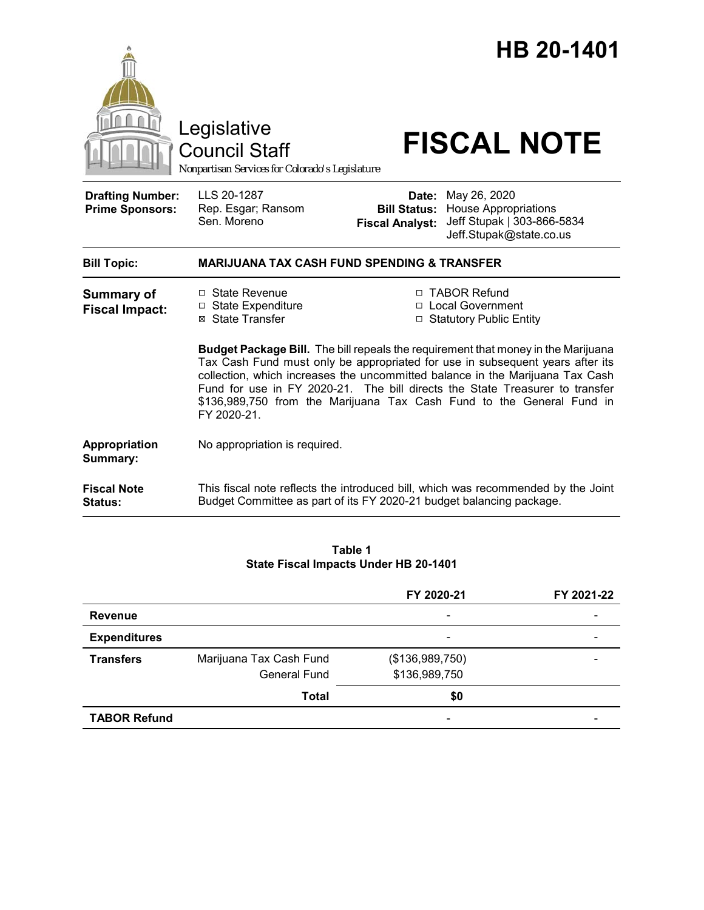# HB 20-1401

Legislative Council Staff

*Nonpartisan Services for Colorado's Legislature*

# FISCAL NOTE

| | | | |
|---|---|---|---|
| **Drafting Number:** | LLS 20-1287 | **Date:** | May 26, 2020 |
| **Prime Sponsors:** | Rep. Esgar; Ransom<br>Sen. Moreno | **Bill Status:** | House Appropriations |
| | | **Fiscal Analyst:** | Jeff Stupak \| 303-866-5834<br>Jeff.Stupak@state.co.us |

| | |
|---|---|
| **Bill Topic:** | **MARIJUANA TAX CASH FUND SPENDING & TRANSFER** |

**Summary of Fiscal Impact:**

- ☐ State Revenue
- ☐ State Expenditure
- ☒ State Transfer
- ☐ TABOR Refund
- ☐ Local Government
- ☐ Statutory Public Entity

**Budget Package Bill.** The bill repeals the requirement that money in the Marijuana Tax Cash Fund must only be appropriated for use in subsequent years after its collection, which increases the uncommitted balance in the Marijuana Tax Cash Fund for use in FY 2020-21. The bill directs the State Treasurer to transfer $136,989,750 from the Marijuana Tax Cash Fund to the General Fund in FY 2020-21.

**Appropriation Summary:** No appropriation is required.

**Fiscal Note Status:** This fiscal note reflects the introduced bill, which was recommended by the Joint Budget Committee as part of its FY 2020-21 budget balancing package.

**Table 1**
**State Fiscal Impacts Under HB 20-1401**

| | | FY 2020-21 | FY 2021-22 |
|---|---|---|---|
| **Revenue** | | - | - |
| **Expenditures** | | - | - |
| **Transfers** | Marijuana Tax Cash Fund | ($136,989,750) | - |
| | General Fund | $136,989,750 | |
| | **Total** | **$0** | |
| **TABOR Refund** | | - | - |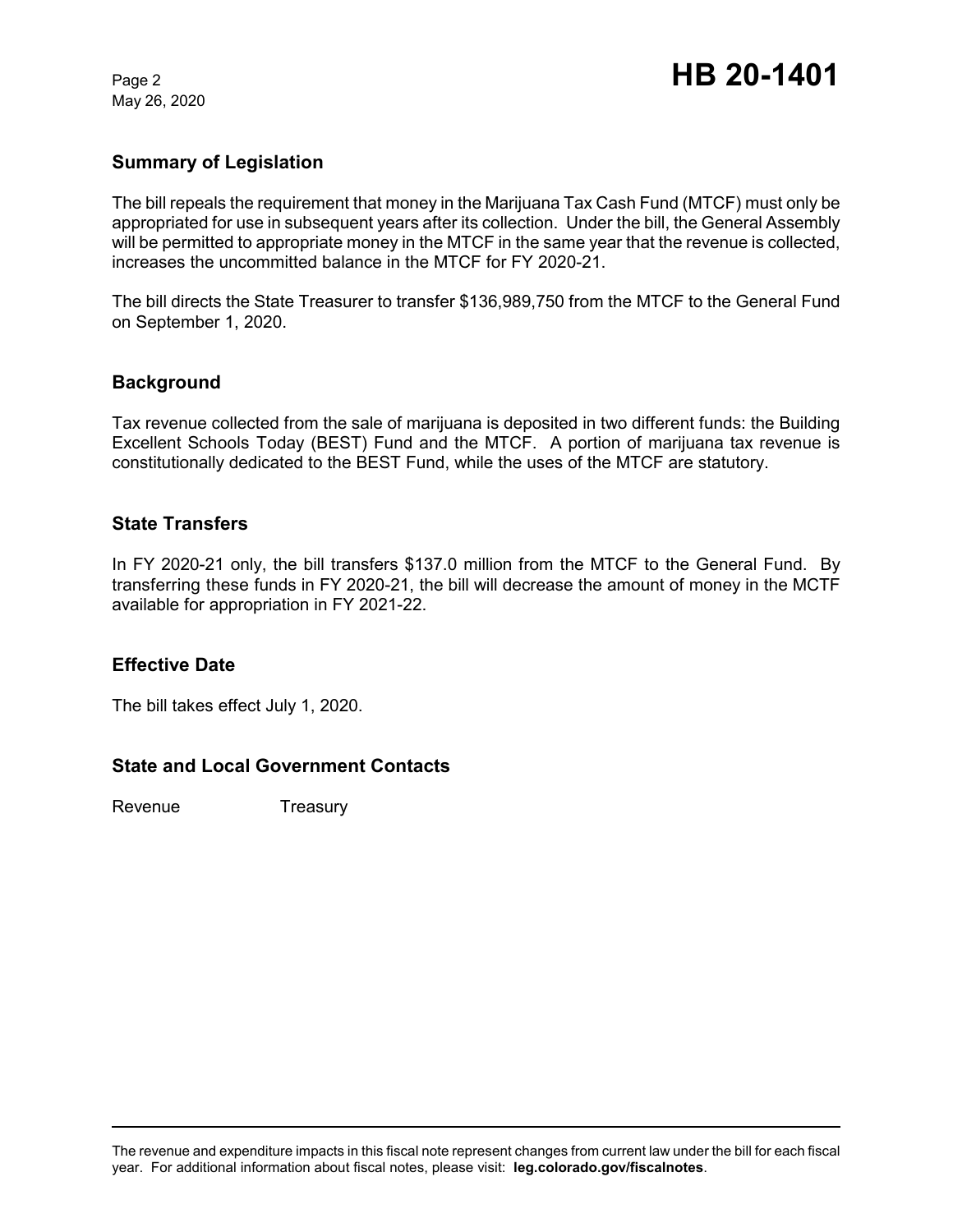## Summary of Legislation

The bill repeals the requirement that money in the Marijuana Tax Cash Fund (MTCF) must only be appropriated for use in subsequent years after its collection. Under the bill, the General Assembly will be permitted to appropriate money in the MTCF in the same year that the revenue is collected, increases the uncommitted balance in the MTCF for FY 2020-21.

The bill directs the State Treasurer to transfer $136,989,750 from the MTCF to the General Fund on September 1, 2020.

## Background

Tax revenue collected from the sale of marijuana is deposited in two different funds: the Building Excellent Schools Today (BEST) Fund and the MTCF. A portion of marijuana tax revenue is constitutionally dedicated to the BEST Fund, while the uses of the MTCF are statutory.

## State Transfers

In FY 2020-21 only, the bill transfers $137.0 million from the MTCF to the General Fund. By transferring these funds in FY 2020-21, the bill will decrease the amount of money in the MCTF available for appropriation in FY 2021-22.

## Effective Date

The bill takes effect July 1, 2020.

## State and Local Government Contacts

Revenue Treasury

The revenue and expenditure impacts in this fiscal note represent changes from current law under the bill for each fiscal year. For additional information about fiscal notes, please visit: **leg.colorado.gov/fiscalnotes**.